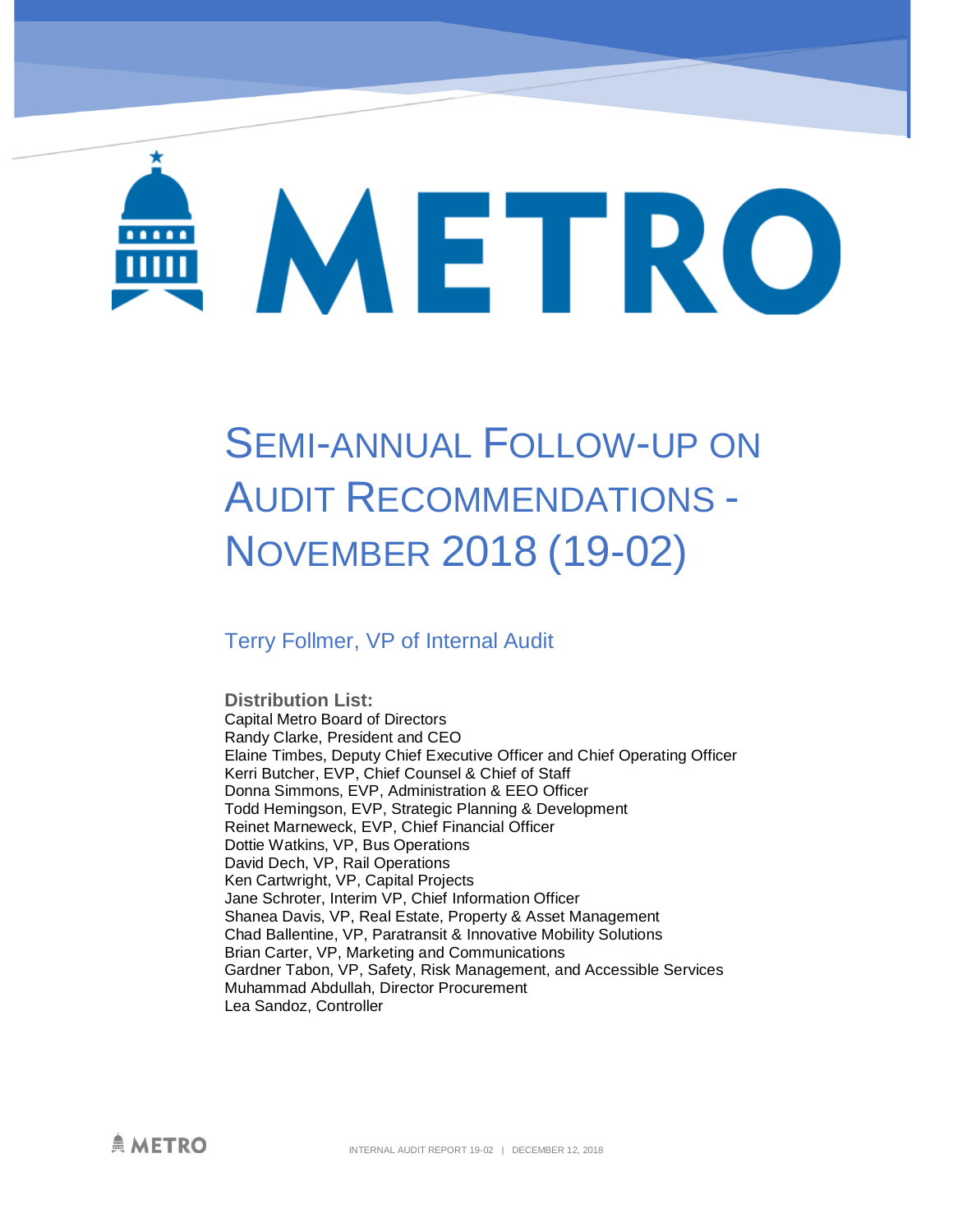# METRO

# Semi-annual Follow-up on Audit Recommendations - November 2018 (19-02)

## Terry Follmer, VP of Internal Audit

**Distribution List:**

Capital Metro Board of Directors
Randy Clarke, President and CEO
Elaine Timbes, Deputy Chief Executive Officer and Chief Operating Officer
Kerri Butcher, EVP, Chief Counsel & Chief of Staff
Donna Simmons, EVP, Administration & EEO Officer
Todd Hemingson, EVP, Strategic Planning & Development
Reinet Marneweck, EVP, Chief Financial Officer
Dottie Watkins, VP, Bus Operations
David Dech, VP, Rail Operations
Ken Cartwright, VP, Capital Projects
Jane Schroter, Interim VP, Chief Information Officer
Shanea Davis, VP, Real Estate, Property & Asset Management
Chad Ballentine, VP, Paratransit & Innovative Mobility Solutions
Brian Carter, VP, Marketing and Communications
Gardner Tabon, VP, Safety, Risk Management, and Accessible Services
Muhammad Abdullah, Director Procurement
Lea Sandoz, Controller

INTERNAL AUDIT REPORT 19-02 | DECEMBER 12, 2018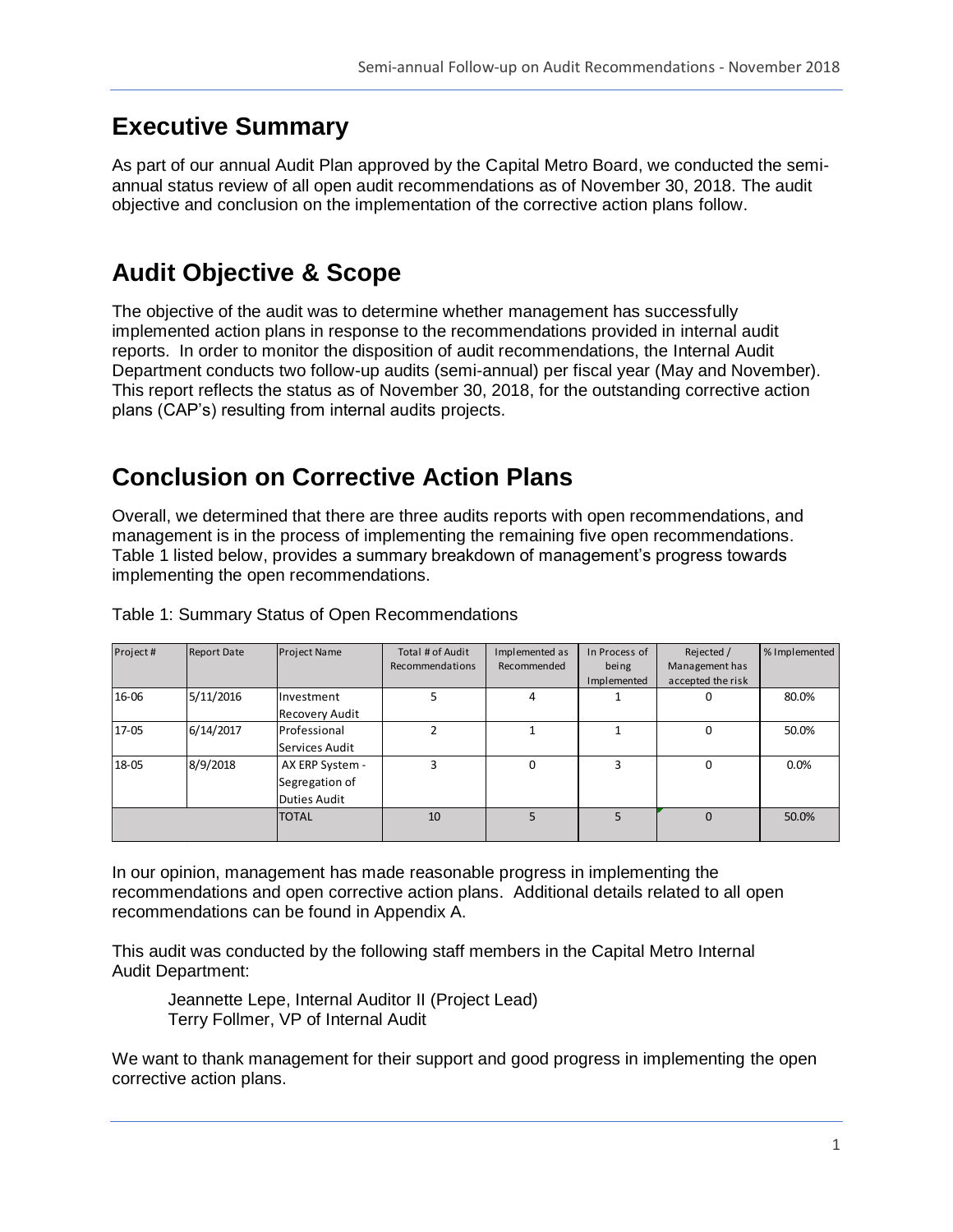## Executive Summary

As part of our annual Audit Plan approved by the Capital Metro Board, we conducted the semi-annual status review of all open audit recommendations as of November 30, 2018. The audit objective and conclusion on the implementation of the corrective action plans follow.

## Audit Objective & Scope

The objective of the audit was to determine whether management has successfully implemented action plans in response to the recommendations provided in internal audit reports. In order to monitor the disposition of audit recommendations, the Internal Audit Department conducts two follow-up audits (semi-annual) per fiscal year (May and November). This report reflects the status as of November 30, 2018, for the outstanding corrective action plans (CAP's) resulting from internal audits projects.

## Conclusion on Corrective Action Plans

Overall, we determined that there are three audits reports with open recommendations, and management is in the process of implementing the remaining five open recommendations. Table 1 listed below, provides a summary breakdown of management's progress towards implementing the open recommendations.

Table 1: Summary Status of Open Recommendations

| Project # | Report Date | Project Name | Total # of Audit Recommendations | Implemented as Recommended | In Process of being Implemented | Rejected / Management has accepted the risk | % Implemented |
|---|---|---|---|---|---|---|---|
| 16-06 | 5/11/2016 | Investment Recovery Audit | 5 | 4 | 1 | 0 | 80.0% |
| 17-05 | 6/14/2017 | Professional Services Audit | 2 | 1 | 1 | 0 | 50.0% |
| 18-05 | 8/9/2018 | AX ERP System - Segregation of Duties Audit | 3 | 0 | 3 | 0 | 0.0% |
| | | TOTAL | 10 | 5 | 5 | 0 | 50.0% |

In our opinion, management has made reasonable progress in implementing the recommendations and open corrective action plans. Additional details related to all open recommendations can be found in Appendix A.

This audit was conducted by the following staff members in the Capital Metro Internal Audit Department:

Jeannette Lepe, Internal Auditor II (Project Lead)
Terry Follmer, VP of Internal Audit

We want to thank management for their support and good progress in implementing the open corrective action plans.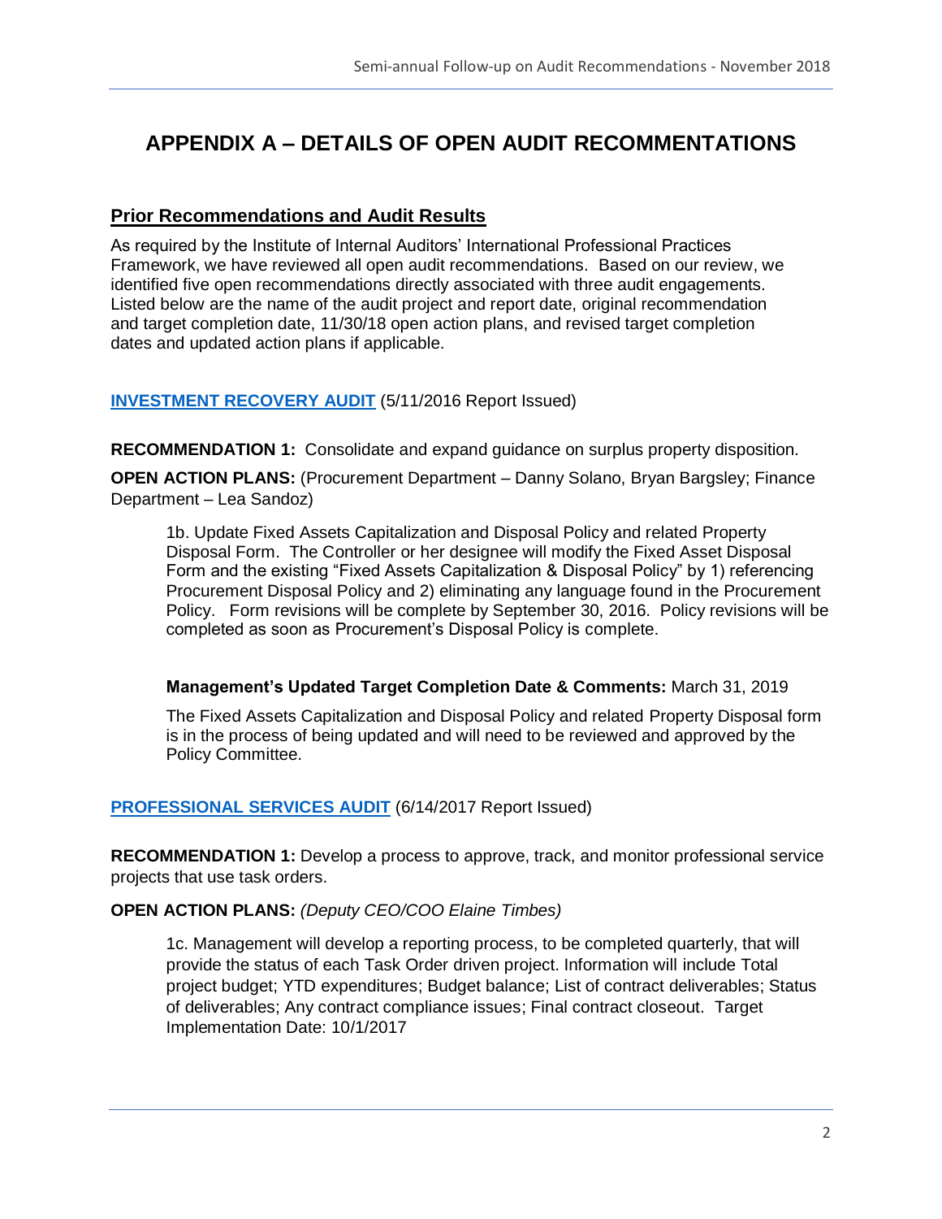# APPENDIX A – DETAILS OF OPEN AUDIT RECOMMENDATIONS

## Prior Recommendations and Audit Results

As required by the Institute of Internal Auditors' International Professional Practices Framework, we have reviewed all open audit recommendations. Based on our review, we identified five open recommendations directly associated with three audit engagements. Listed below are the name of the audit project and report date, original recommendation and target completion date, 11/30/18 open action plans, and revised target completion dates and updated action plans if applicable.

**INVESTMENT RECOVERY AUDIT** (5/11/2016 Report Issued)

**RECOMMENDATION 1:** Consolidate and expand guidance on surplus property disposition.

**OPEN ACTION PLANS:** (Procurement Department – Danny Solano, Bryan Bargsley; Finance Department – Lea Sandoz)

> 1b. Update Fixed Assets Capitalization and Disposal Policy and related Property Disposal Form. The Controller or her designee will modify the Fixed Asset Disposal Form and the existing "Fixed Assets Capitalization & Disposal Policy" by 1) referencing Procurement Disposal Policy and 2) eliminating any language found in the Procurement Policy. Form revisions will be complete by September 30, 2016. Policy revisions will be completed as soon as Procurement's Disposal Policy is complete.
>
> **Management's Updated Target Completion Date & Comments:** March 31, 2019
>
> The Fixed Assets Capitalization and Disposal Policy and related Property Disposal form is in the process of being updated and will need to be reviewed and approved by the Policy Committee.

**PROFESSIONAL SERVICES AUDIT** (6/14/2017 Report Issued)

**RECOMMENDATION 1:** Develop a process to approve, track, and monitor professional service projects that use task orders.

**OPEN ACTION PLANS:** *(Deputy CEO/COO Elaine Timbes)*

> 1c. Management will develop a reporting process, to be completed quarterly, that will provide the status of each Task Order driven project. Information will include Total project budget; YTD expenditures; Budget balance; List of contract deliverables; Status of deliverables; Any contract compliance issues; Final contract closeout. Target Implementation Date: 10/1/2017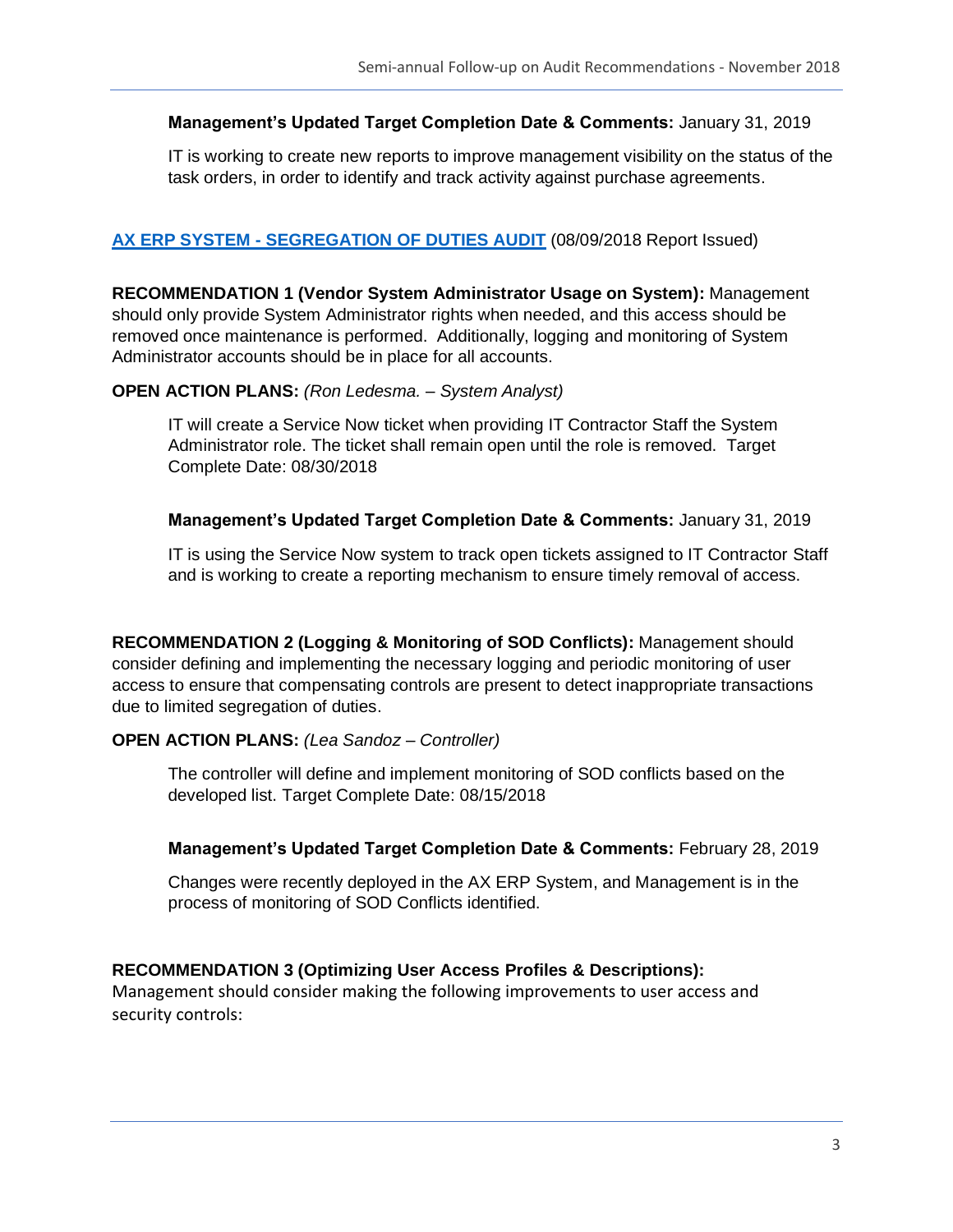**Management's Updated Target Completion Date & Comments:** January 31, 2019

IT is working to create new reports to improve management visibility on the status of the task orders, in order to identify and track activity against purchase agreements.

## AX ERP SYSTEM - SEGREGATION OF DUTIES AUDIT (08/09/2018 Report Issued)

**RECOMMENDATION 1 (Vendor System Administrator Usage on System):** Management should only provide System Administrator rights when needed, and this access should be removed once maintenance is performed. Additionally, logging and monitoring of System Administrator accounts should be in place for all accounts.

**OPEN ACTION PLANS:** *(Ron Ledesma. – System Analyst)*

IT will create a Service Now ticket when providing IT Contractor Staff the System Administrator role. The ticket shall remain open until the role is removed. Target Complete Date: 08/30/2018

**Management's Updated Target Completion Date & Comments:** January 31, 2019

IT is using the Service Now system to track open tickets assigned to IT Contractor Staff and is working to create a reporting mechanism to ensure timely removal of access.

**RECOMMENDATION 2 (Logging & Monitoring of SOD Conflicts):** Management should consider defining and implementing the necessary logging and periodic monitoring of user access to ensure that compensating controls are present to detect inappropriate transactions due to limited segregation of duties.

**OPEN ACTION PLANS:** *(Lea Sandoz – Controller)*

The controller will define and implement monitoring of SOD conflicts based on the developed list. Target Complete Date: 08/15/2018

**Management's Updated Target Completion Date & Comments:** February 28, 2019

Changes were recently deployed in the AX ERP System, and Management is in the process of monitoring of SOD Conflicts identified.

**RECOMMENDATION 3 (Optimizing User Access Profiles & Descriptions):**
Management should consider making the following improvements to user access and security controls: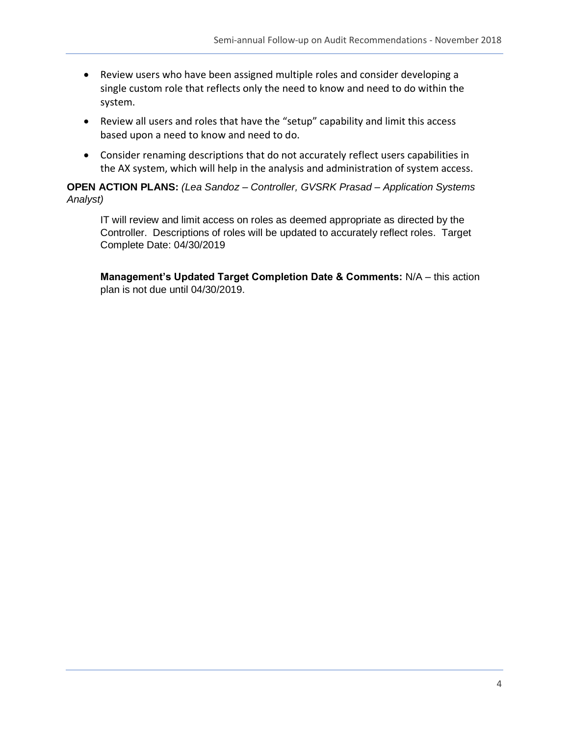- Review users who have been assigned multiple roles and consider developing a single custom role that reflects only the need to know and need to do within the system.
- Review all users and roles that have the "setup" capability and limit this access based upon a need to know and need to do.
- Consider renaming descriptions that do not accurately reflect users capabilities in the AX system, which will help in the analysis and administration of system access.

**OPEN ACTION PLANS:** *(Lea Sandoz – Controller, GVSRK Prasad – Application Systems Analyst)*

IT will review and limit access on roles as deemed appropriate as directed by the Controller. Descriptions of roles will be updated to accurately reflect roles. Target Complete Date: 04/30/2019

**Management's Updated Target Completion Date & Comments:** N/A – this action plan is not due until 04/30/2019.